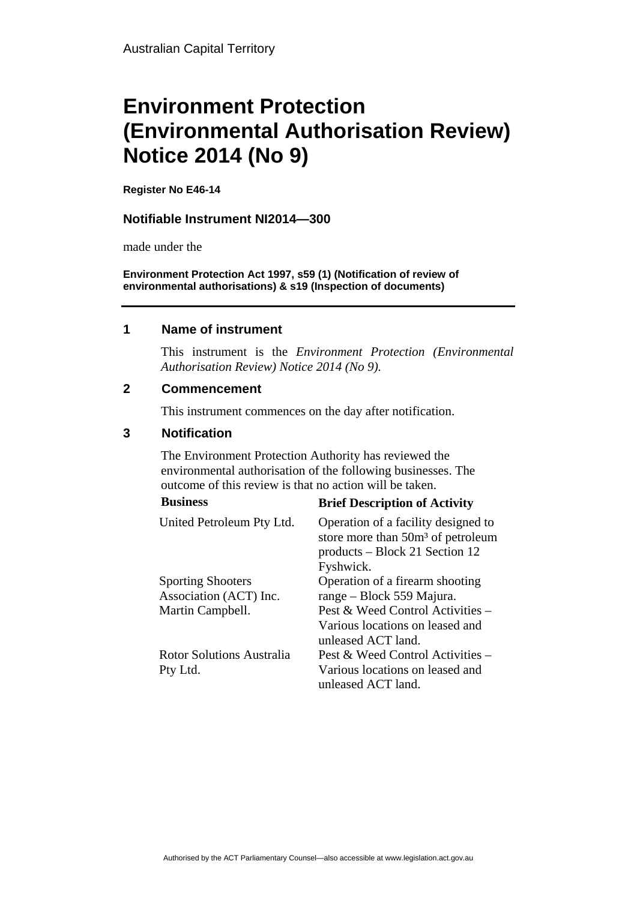Australian Capital Territory

# Environment Protection (Environmental Authorisation Review) Notice 2014 (No 9)

**Register No E46-14**

**Notifiable Instrument NI2014—300**

made under the

**Environment Protection Act 1997, s59 (1) (Notification of review of environmental authorisations) & s19 (Inspection of documents)**

---

## 1 Name of instrument

This instrument is the *Environment Protection (Environmental Authorisation Review) Notice 2014 (No 9).*

## 2 Commencement

This instrument commences on the day after notification.

## 3 Notification

The Environment Protection Authority has reviewed the environmental authorisation of the following businesses. The outcome of this review is that no action will be taken.

| Business | Brief Description of Activity |
|---|---|
| United Petroleum Pty Ltd. | Operation of a facility designed to store more than 50m³ of petroleum products – Block 21 Section 12 Fyshwick. |
| Sporting Shooters Association (ACT) Inc. | Operation of a firearm shooting range – Block 559 Majura. |
| Martin Campbell. | Pest & Weed Control Activities – Various locations on leased and unleased ACT land. |
| Rotor Solutions Australia Pty Ltd. | Pest & Weed Control Activities – Various locations on leased and unleased ACT land. |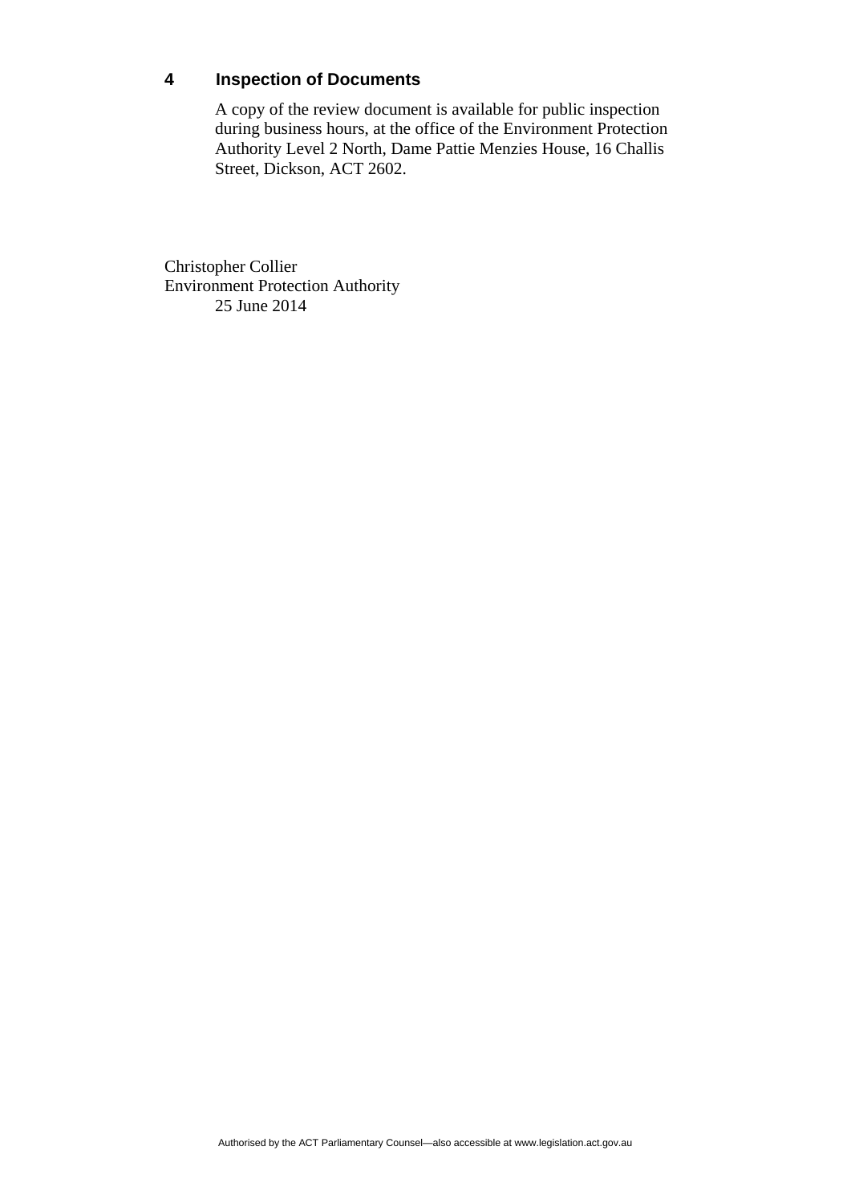## 4 Inspection of Documents

A copy of the review document is available for public inspection during business hours, at the office of the Environment Protection Authority Level 2 North, Dame Pattie Menzies House, 16 Challis Street, Dickson, ACT 2602.

Christopher Collier
Environment Protection Authority
25 June 2014